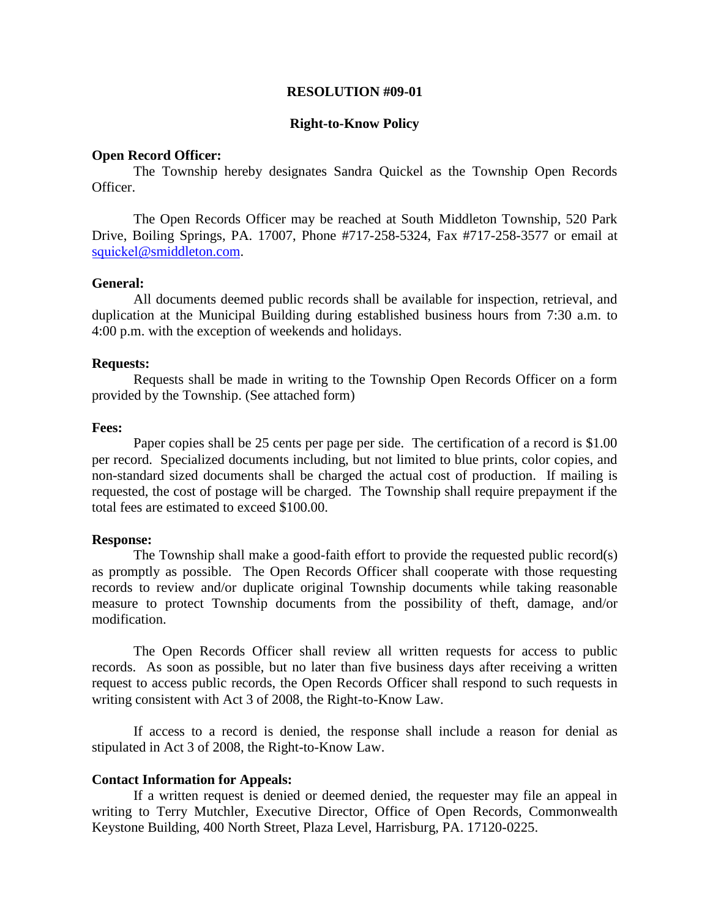# RESOLUTION #09-01

## Right-to-Know Policy

**Open Record Officer:**

The Township hereby designates Sandra Quickel as the Township Open Records Officer.

The Open Records Officer may be reached at South Middleton Township, 520 Park Drive, Boiling Springs, PA. 17007, Phone #717-258-5324, Fax #717-258-3577 or email at squickel@smiddleton.com.

**General:**

All documents deemed public records shall be available for inspection, retrieval, and duplication at the Municipal Building during established business hours from 7:30 a.m. to 4:00 p.m. with the exception of weekends and holidays.

**Requests:**

Requests shall be made in writing to the Township Open Records Officer on a form provided by the Township. (See attached form)

**Fees:**

Paper copies shall be 25 cents per page per side. The certification of a record is $1.00 per record. Specialized documents including, but not limited to blue prints, color copies, and non-standard sized documents shall be charged the actual cost of production. If mailing is requested, the cost of postage will be charged. The Township shall require prepayment if the total fees are estimated to exceed $100.00.

**Response:**

The Township shall make a good-faith effort to provide the requested public record(s) as promptly as possible. The Open Records Officer shall cooperate with those requesting records to review and/or duplicate original Township documents while taking reasonable measure to protect Township documents from the possibility of theft, damage, and/or modification.

The Open Records Officer shall review all written requests for access to public records. As soon as possible, but no later than five business days after receiving a written request to access public records, the Open Records Officer shall respond to such requests in writing consistent with Act 3 of 2008, the Right-to-Know Law.

If access to a record is denied, the response shall include a reason for denial as stipulated in Act 3 of 2008, the Right-to-Know Law.

**Contact Information for Appeals:**

If a written request is denied or deemed denied, the requester may file an appeal in writing to Terry Mutchler, Executive Director, Office of Open Records, Commonwealth Keystone Building, 400 North Street, Plaza Level, Harrisburg, PA. 17120-0225.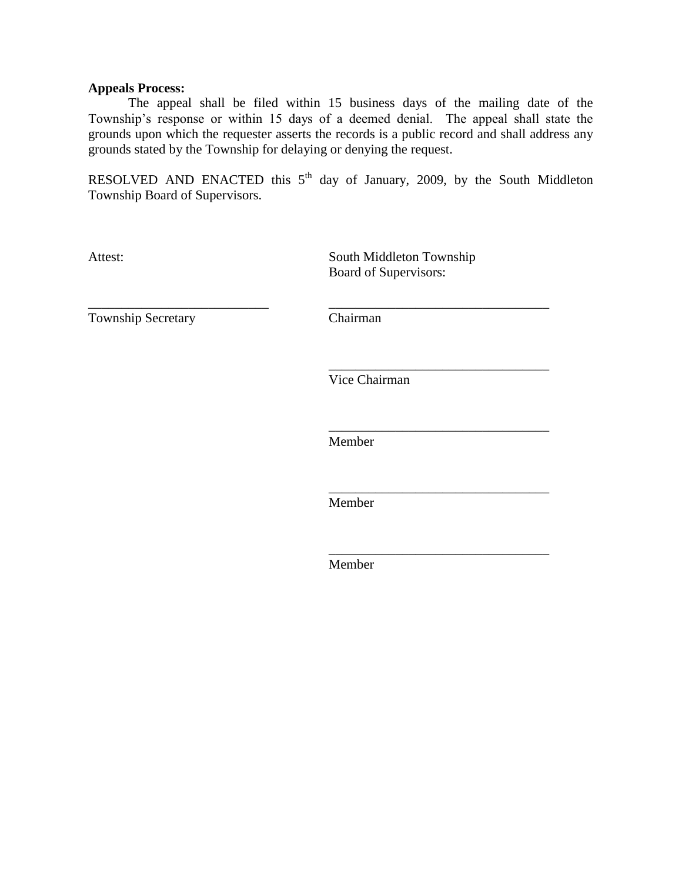**Appeals Process:**

The appeal shall be filed within 15 business days of the mailing date of the Township's response or within 15 days of a deemed denial. The appeal shall state the grounds upon which the requester asserts the records is a public record and shall address any grounds stated by the Township for delaying or denying the request.

RESOLVED AND ENACTED this 5th day of January, 2009, by the South Middleton Township Board of Supervisors.

Attest:

___________________________
Township Secretary

South Middleton Township
Board of Supervisors:

___________________________
Chairman

___________________________
Vice Chairman

___________________________
Member

___________________________
Member

___________________________
Member